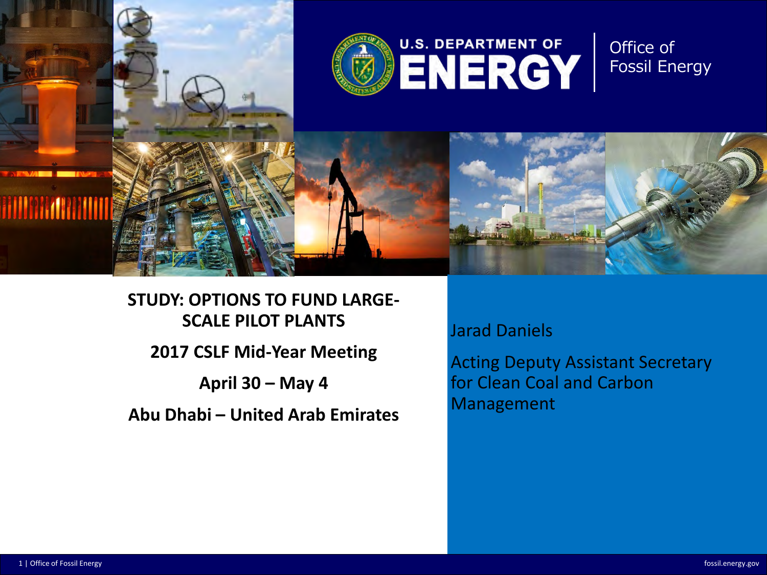U.S. DEPARTMENT OF ENERGY | Office of Fossil Energy

# STUDY: OPTIONS TO FUND LARGE-SCALE PILOT PLANTS

**2017 CSLF Mid-Year Meeting**

**April 30 – May 4**

**Abu Dhabi – United Arab Emirates**

Jarad Daniels

Acting Deputy Assistant Secretary for Clean Coal and Carbon Management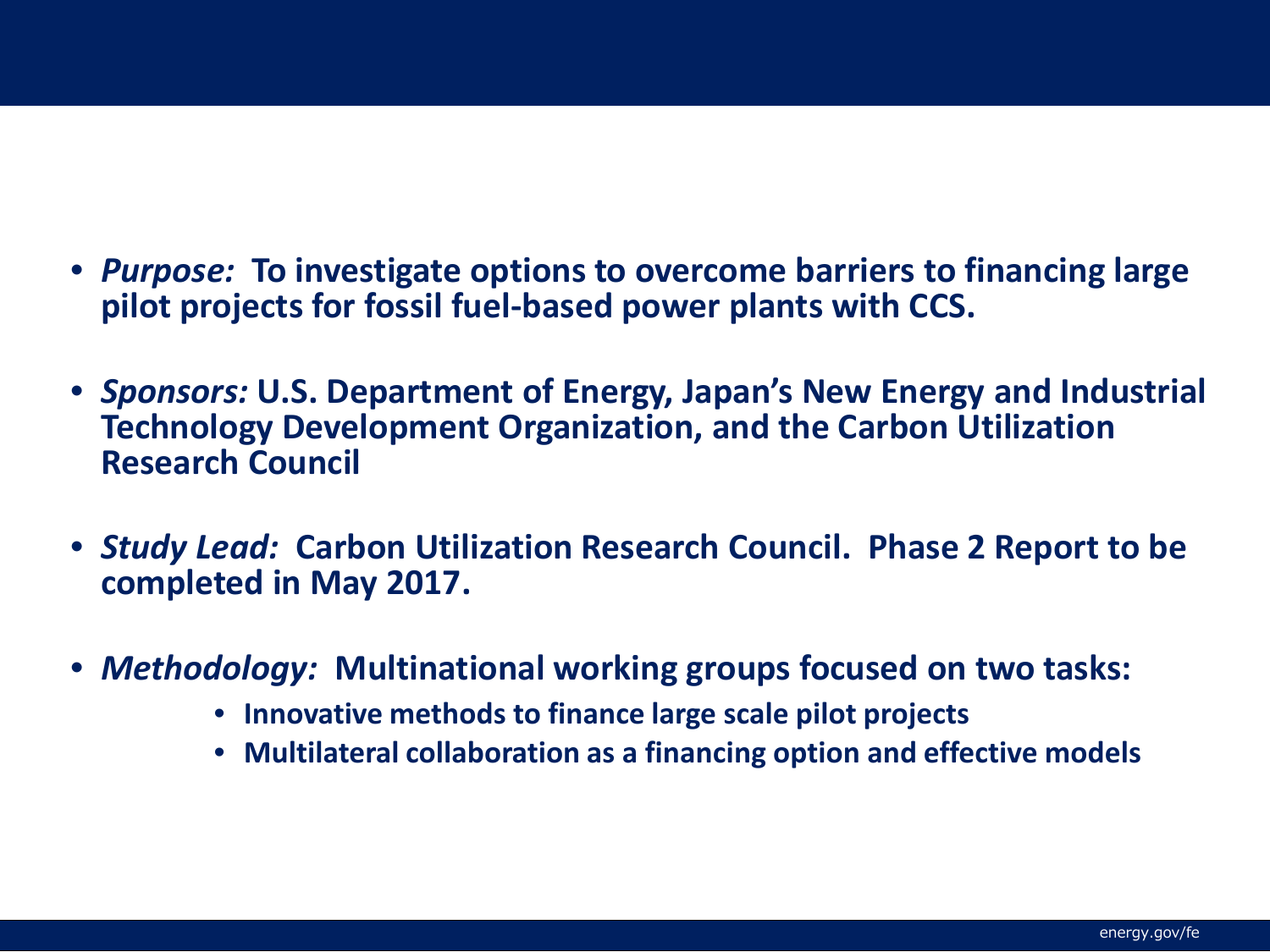- ***Purpose:*** **To investigate options to overcome barriers to financing large pilot projects for fossil fuel-based power plants with CCS.**

- ***Sponsors:*** **U.S. Department of Energy, Japan's New Energy and Industrial Technology Development Organization, and the Carbon Utilization Research Council**

- ***Study Lead:*** **Carbon Utilization Research Council. Phase 2 Report to be completed in May 2017.**

- ***Methodology:*** **Multinational working groups focused on two tasks:**
  - **Innovative methods to finance large scale pilot projects**
  - **Multilateral collaboration as a financing option and effective models**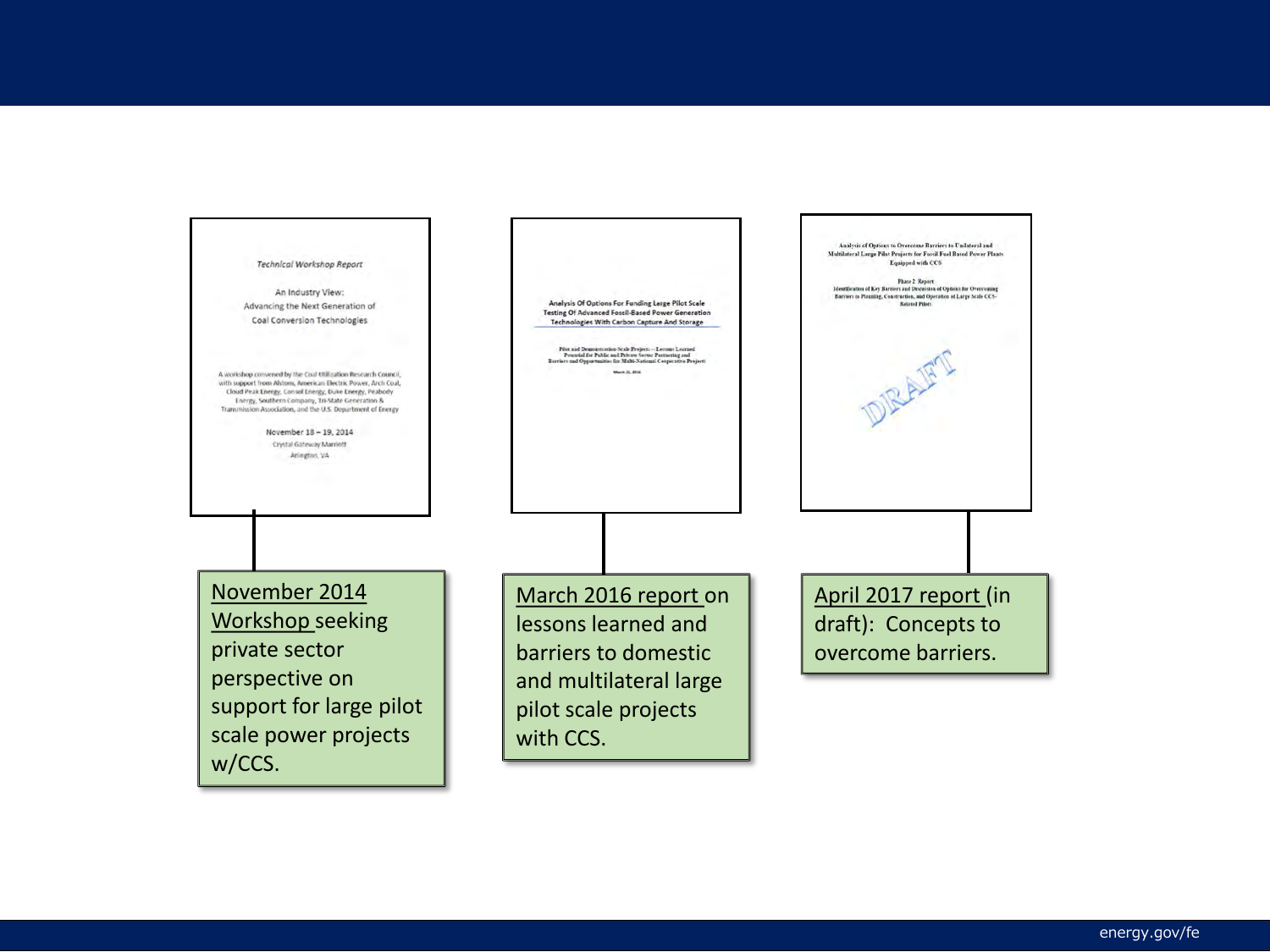Technical Workshop Report

An Industry View:
Advancing the Next Generation of
Coal Conversion Technologies

A workshop convened by the Coal Utilization Research Council, with support from Alstom, American Electric Power, Arch Coal, Cloud Peak Energy, Consol Energy, Duke Energy, Peabody Energy, Southern Company, Tri-State Generation & Transmission Association, and the U.S. Department of Energy

November 18 – 19, 2014
Crystal Gateway Marriott
Arlington, VA

November 2014 Workshop seeking private sector perspective on support for large pilot scale power projects w/CCS.

Analysis Of Options For Funding Large Pilot Scale Testing Of Advanced Fossil-Based Power Generation Technologies With Carbon Capture And Storage

Pilot and Demonstration-Scale Projects -- Lessons Learned
Potential for Public and Private Sector Partnering and
Barriers and Opportunities for Multi-National Cooperative Projects

March 2016 report on lessons learned and barriers to domestic and multilateral large pilot scale projects with CCS.

Analysis of Options to Overcome Barriers to Unilateral and Multilateral Large Pilot Projects for Fossil Fuel Based Power Plants Equipped with CCS

Phase 2 Report
Identification of Key Barriers and Discussion of Options for Overcoming Barriers to Planning, Construction, and Operation of Large Scale CCS-Related Pilots

DRAFT

April 2017 report (in draft): Concepts to overcome barriers.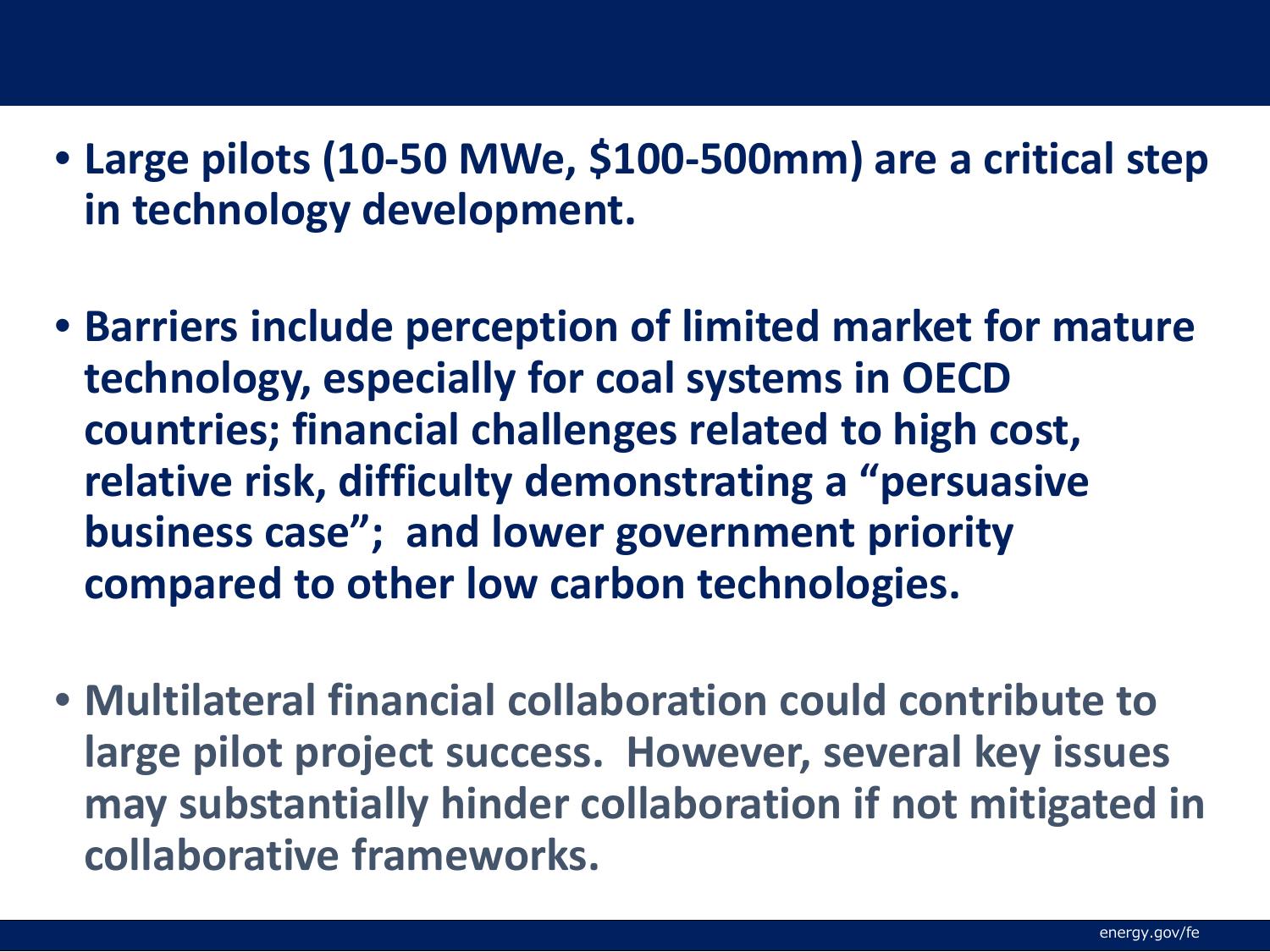- **Large pilots (10-50 MWe, $100-500mm) are a critical step in technology development.**

- **Barriers include perception of limited market for mature technology, especially for coal systems in OECD countries; financial challenges related to high cost, relative risk, difficulty demonstrating a "persuasive business case"; and lower government priority compared to other low carbon technologies.**

- **Multilateral financial collaboration could contribute to large pilot project success. However, several key issues may substantially hinder collaboration if not mitigated in collaborative frameworks.**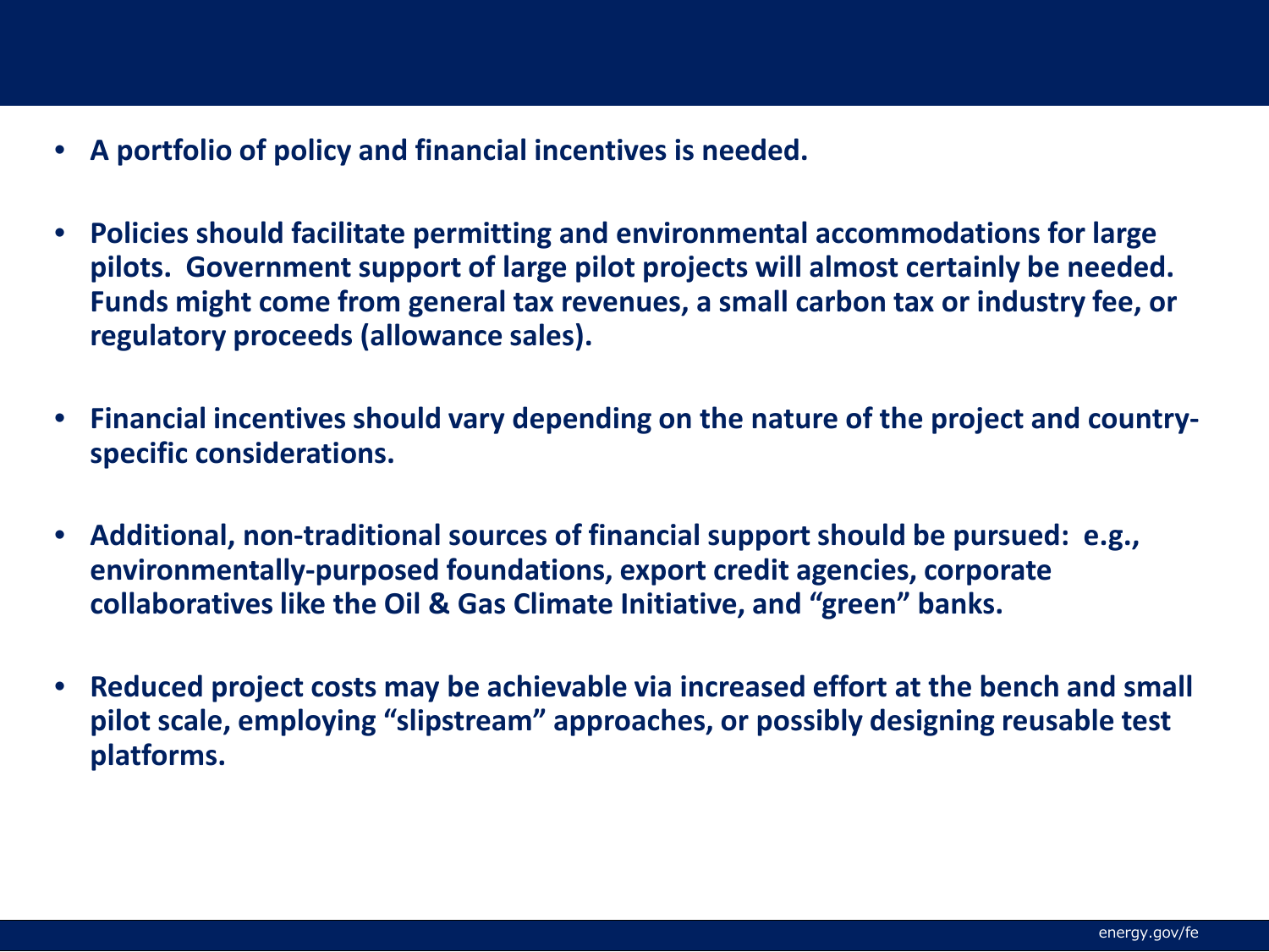- **A portfolio of policy and financial incentives is needed.**

- **Policies should facilitate permitting and environmental accommodations for large pilots. Government support of large pilot projects will almost certainly be needed. Funds might come from general tax revenues, a small carbon tax or industry fee, or regulatory proceeds (allowance sales).**

- **Financial incentives should vary depending on the nature of the project and country-specific considerations.**

- **Additional, non-traditional sources of financial support should be pursued: e.g., environmentally-purposed foundations, export credit agencies, corporate collaboratives like the Oil & Gas Climate Initiative, and "green" banks.**

- **Reduced project costs may be achievable via increased effort at the bench and small pilot scale, employing "slipstream" approaches, or possibly designing reusable test platforms.**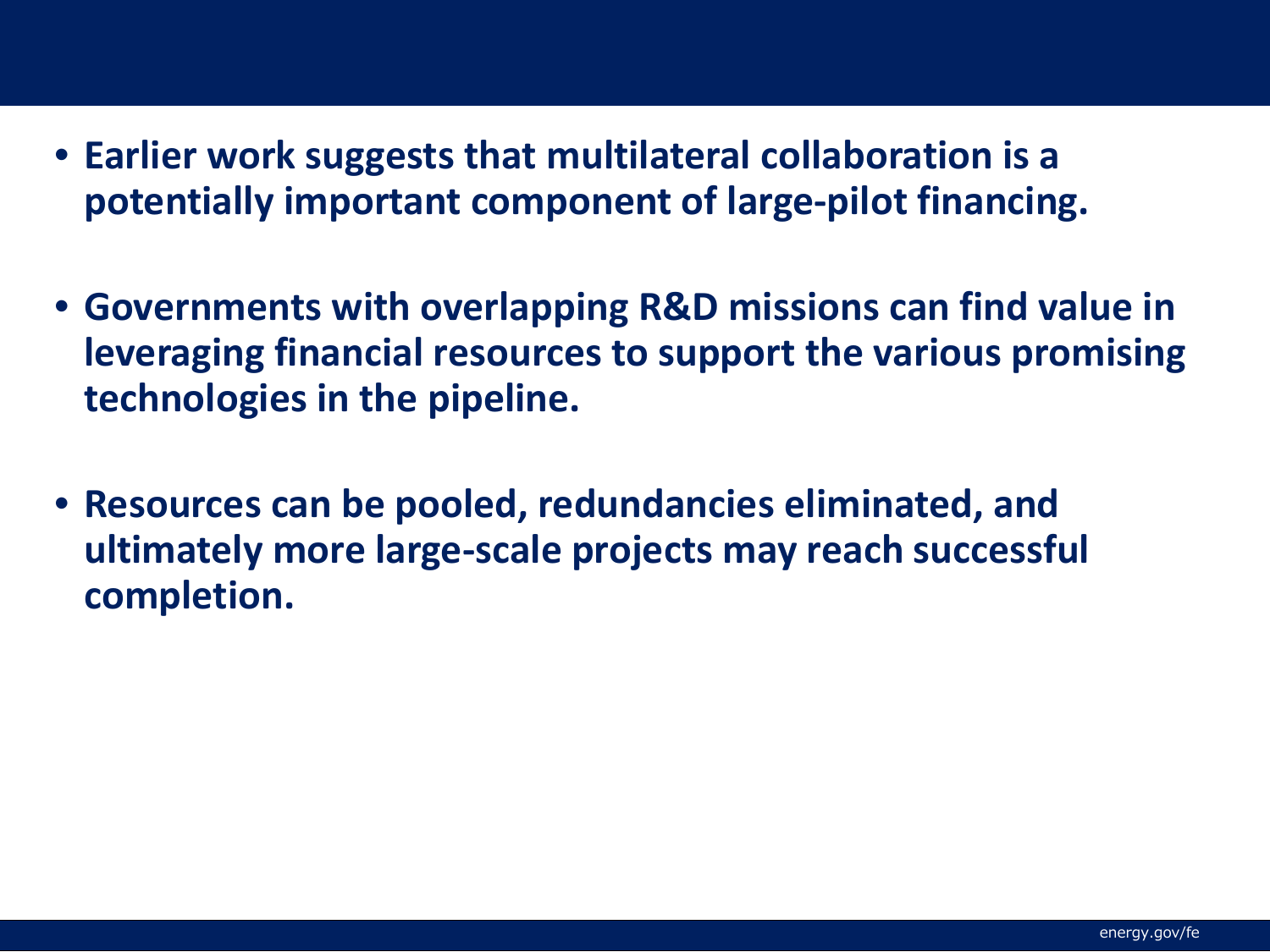- **Earlier work suggests that multilateral collaboration is a potentially important component of large-pilot financing.**

- **Governments with overlapping R&D missions can find value in leveraging financial resources to support the various promising technologies in the pipeline.**

- **Resources can be pooled, redundancies eliminated, and ultimately more large-scale projects may reach successful completion.**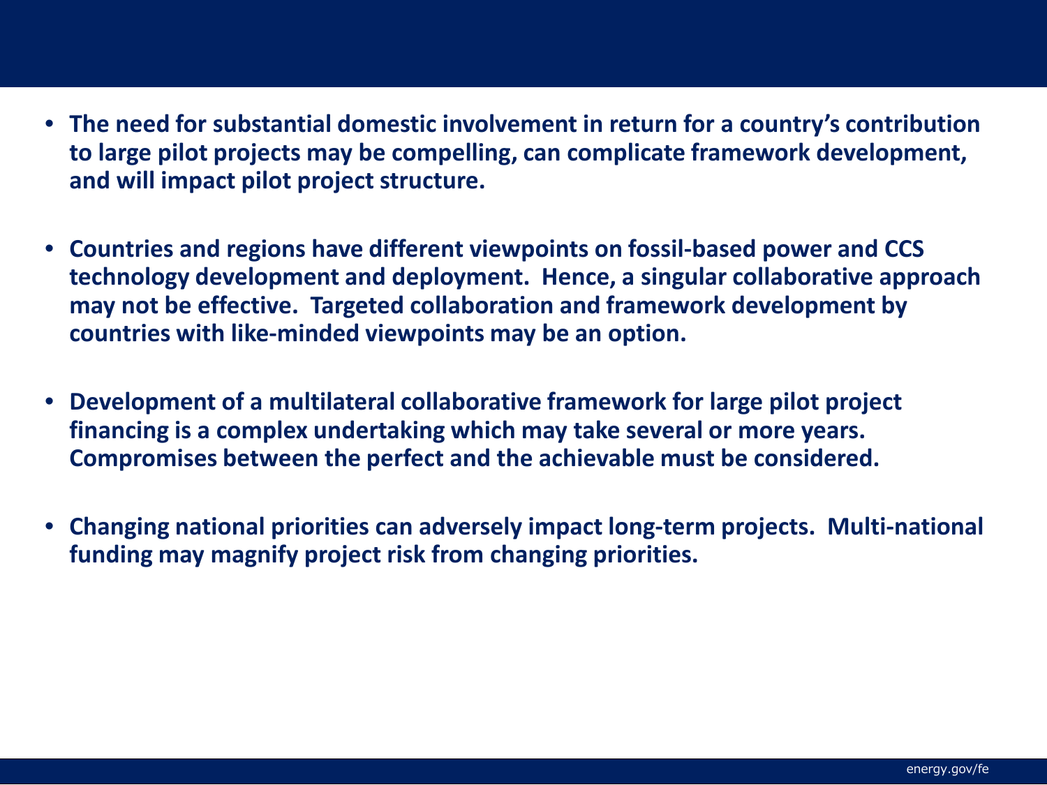- **The need for substantial domestic involvement in return for a country's contribution to large pilot projects may be compelling, can complicate framework development, and will impact pilot project structure.**

- **Countries and regions have different viewpoints on fossil-based power and CCS technology development and deployment. Hence, a singular collaborative approach may not be effective. Targeted collaboration and framework development by countries with like-minded viewpoints may be an option.**

- **Development of a multilateral collaborative framework for large pilot project financing is a complex undertaking which may take several or more years. Compromises between the perfect and the achievable must be considered.**

- **Changing national priorities can adversely impact long-term projects. Multi-national funding may magnify project risk from changing priorities.**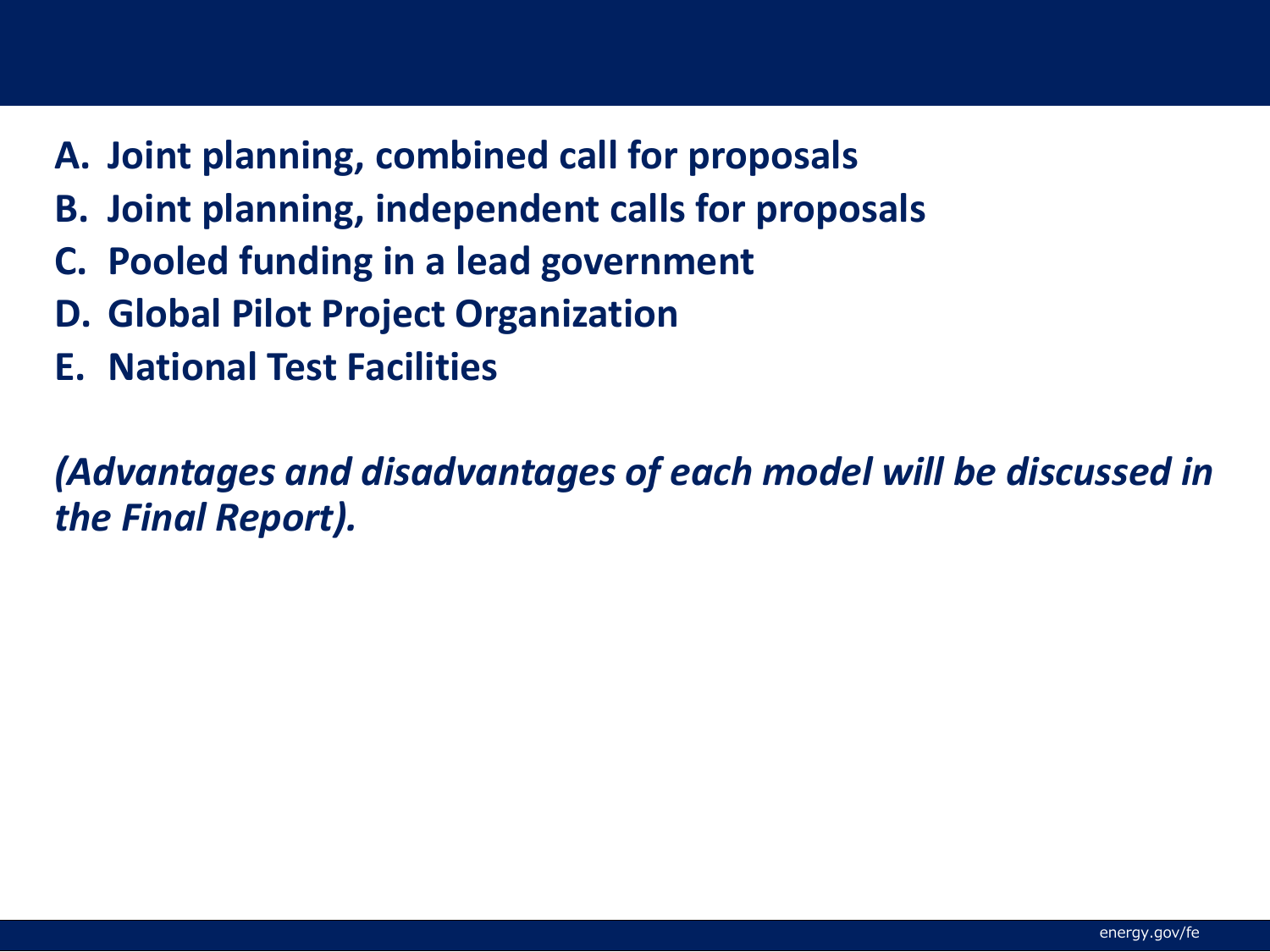**A. Joint planning, combined call for proposals**
**B. Joint planning, independent calls for proposals**
**C. Pooled funding in a lead government**
**D. Global Pilot Project Organization**
**E. National Test Facilities**

***(Advantages and disadvantages of each model will be discussed in the Final Report).***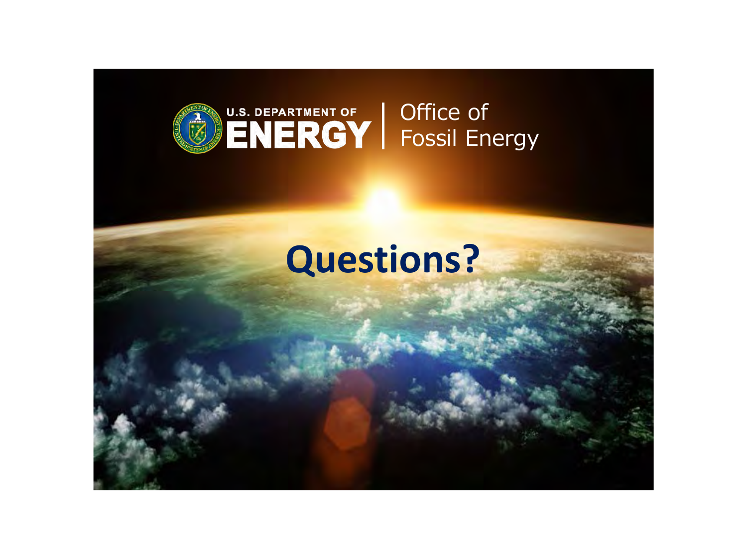U.S. DEPARTMENT OF ENERGY | Office of Fossil Energy

# Questions?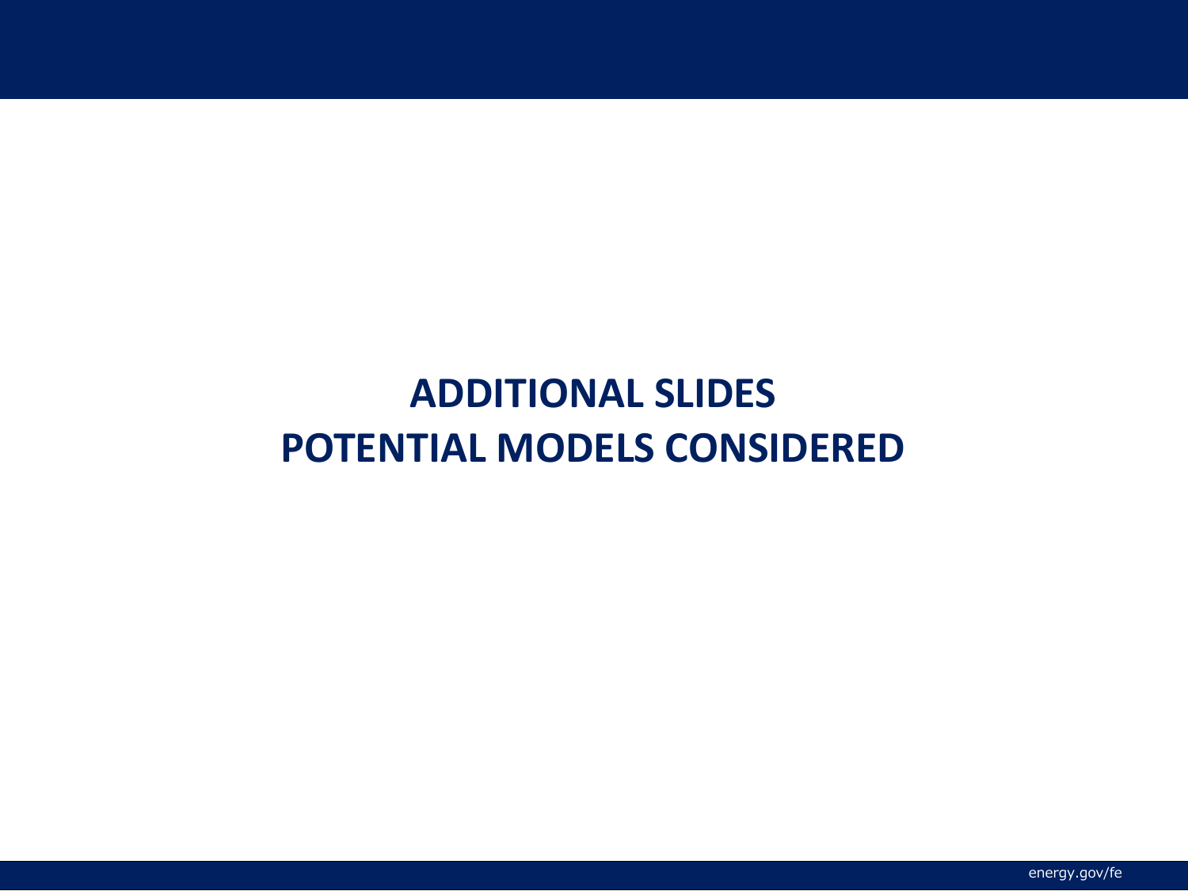# ADDITIONAL SLIDES
# POTENTIAL MODELS CONSIDERED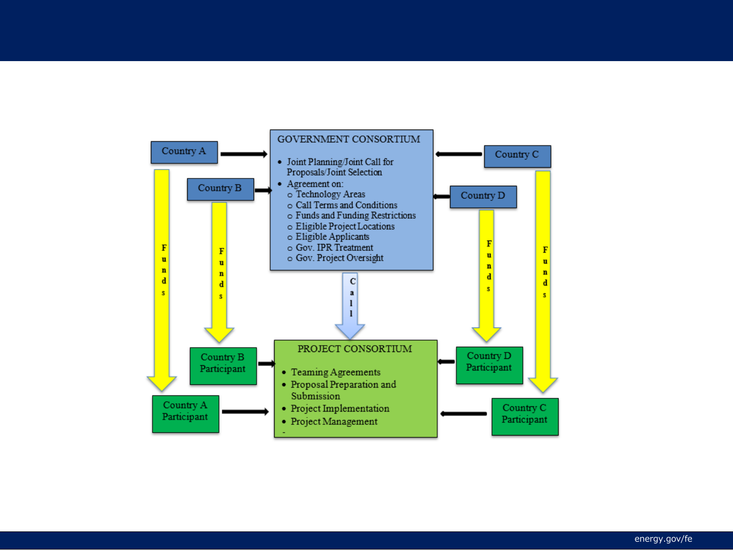Country A

Country B

Country C

Country D

GOVERNMENT CONSORTIUM

- Joint Planning/Joint Call for Proposals/Joint Selection
- Agreement on:
  - Technology Areas
  - Call Terms and Conditions
  - Funds and Funding Restrictions
  - Eligible Project Locations
  - Eligible Applicants
  - Gov. IPR Treatment
  - Gov. Project Oversight

Funds

Call

PROJECT CONSORTIUM

- Teaming Agreements
- Proposal Preparation and Submission
- Project Implementation
- Project Management

Country A Participant

Country B Participant

Country C Participant

Country D Participant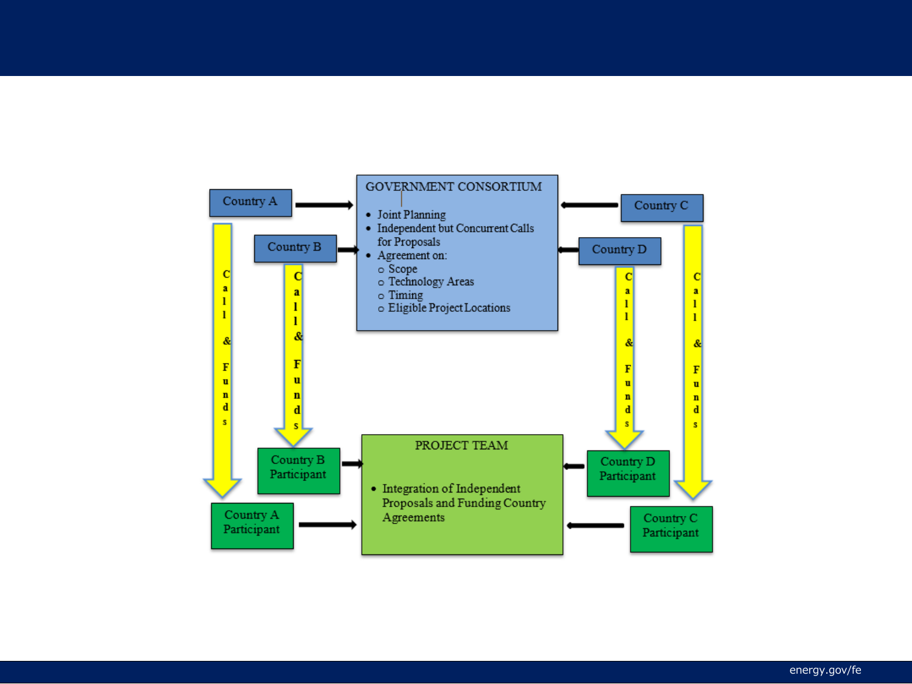GOVERNMENT CONSORTIUM

- Joint Planning
- Independent but Concurrent Calls for Proposals
- Agreement on:
  - Scope
  - Technology Areas
  - Timing
  - Eligible Project Locations

Country A → Government Consortium

Country B → Government Consortium

Country C → Government Consortium

Country D → Government Consortium

Country A — Call & Funds → Country A Participant

Country B — Call & Funds → Country B Participant

Country C — Call & Funds → Country C Participant

Country D — Call & Funds → Country D Participant

PROJECT TEAM

- Integration of Independent Proposals and Funding Country Agreements

Country A Participant → Project Team

Country B Participant → Project Team

Country C Participant → Project Team

Country D Participant → Project Team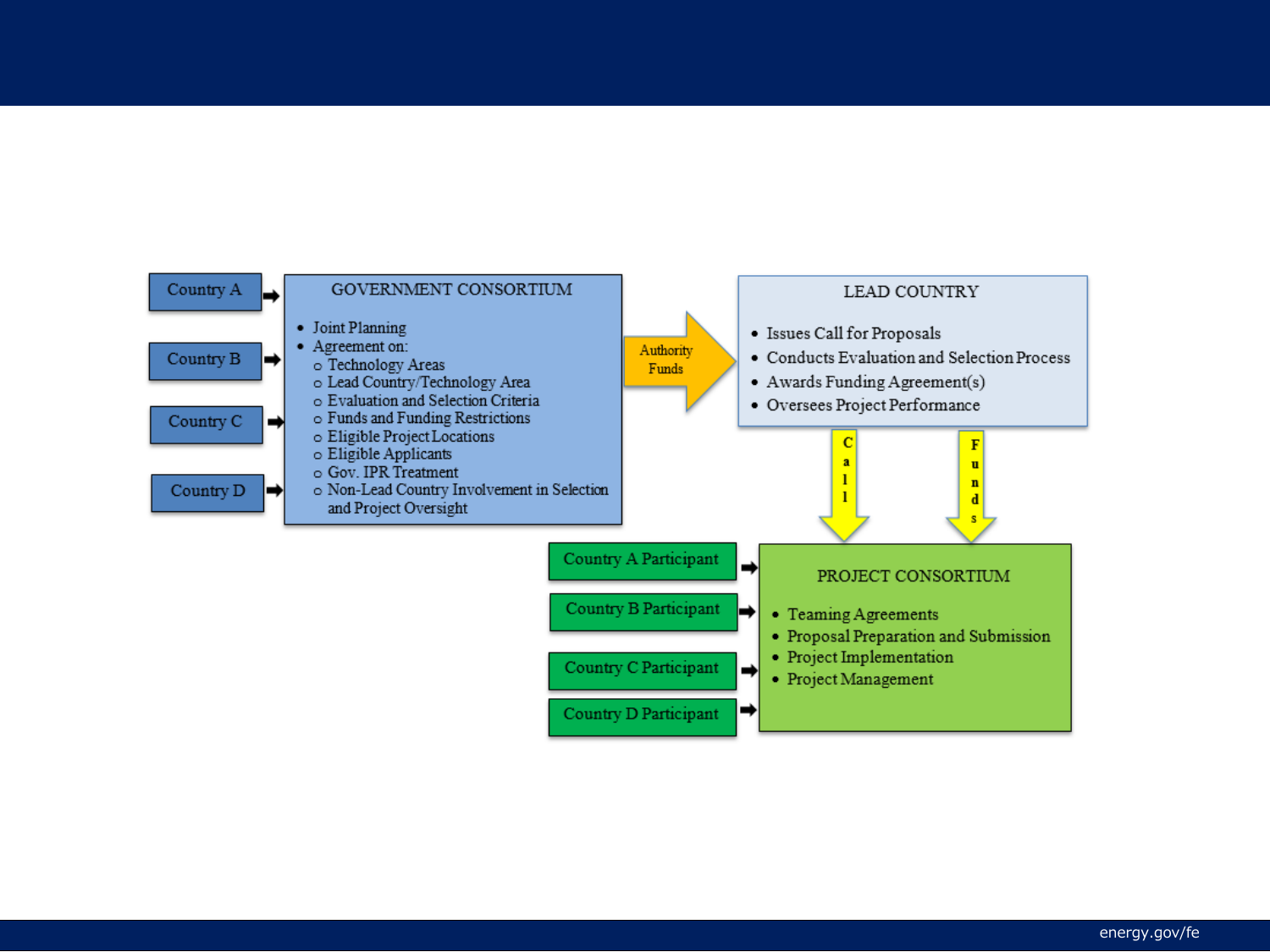Country A

Country B

Country C

Country D

**GOVERNMENT CONSORTIUM**

- Joint Planning
- Agreement on:
  - Technology Areas
  - Lead Country/Technology Area
  - Evaluation and Selection Criteria
  - Funds and Funding Restrictions
  - Eligible Project Locations
  - Eligible Applicants
  - Gov. IPR Treatment
  - Non-Lead Country Involvement in Selection and Project Oversight

Authority Funds

**LEAD COUNTRY**

- Issues Call for Proposals
- Conducts Evaluation and Selection Process
- Awards Funding Agreement(s)
- Oversees Project Performance

Call

Funds

Country A Participant

Country B Participant

Country C Participant

Country D Participant

**PROJECT CONSORTIUM**

- Teaming Agreements
- Proposal Preparation and Submission
- Project Implementation
- Project Management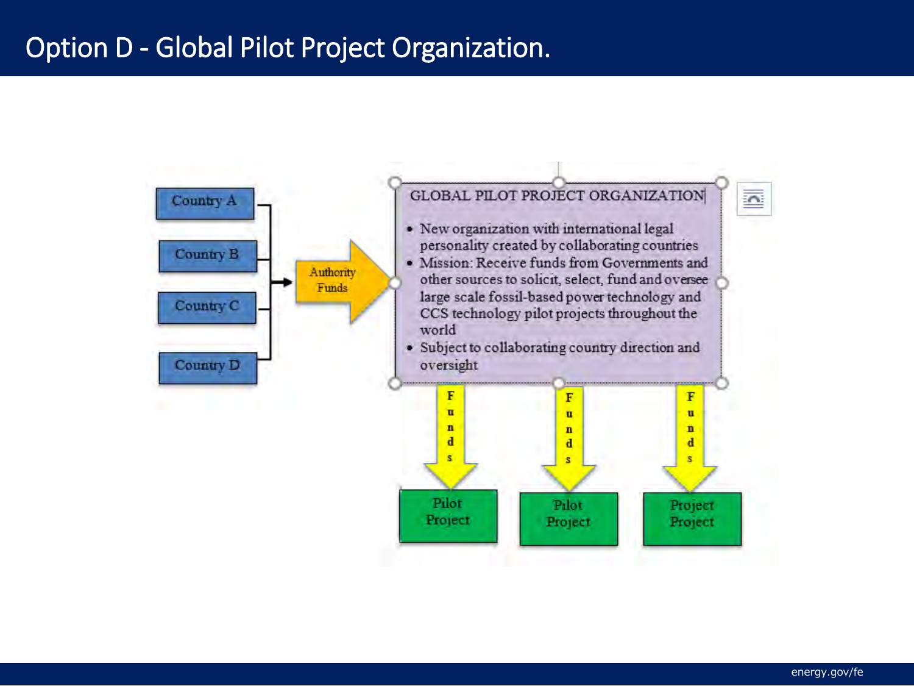# Option D - Global Pilot Project Organization.

Country A

Country B

Country C

Country D

Authority Funds

GLOBAL PILOT PROJECT ORGANIZATION

- New organization with international legal personality created by collaborating countries
- Mission: Receive funds from Governments and other sources to solicit, select, fund and oversee large scale fossil-based power technology and CCS technology pilot projects throughout the world
- Subject to collaborating country direction and oversight

Funds

Funds

Funds

Pilot Project

Pilot Project

Project Project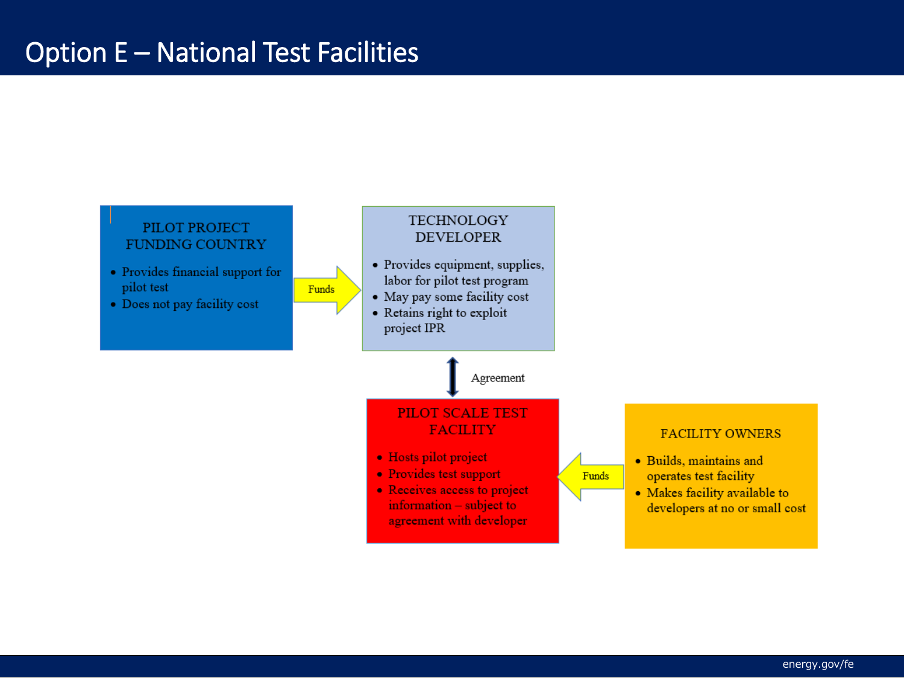# Option E – National Test Facilities

PILOT PROJECT FUNDING COUNTRY

- Provides financial support for pilot test
- Does not pay facility cost

Funds

TECHNOLOGY DEVELOPER

- Provides equipment, supplies, labor for pilot test program
- May pay some facility cost
- Retains right to exploit project IPR

Agreement

PILOT SCALE TEST FACILITY

- Hosts pilot project
- Provides test support
- Receives access to project information – subject to agreement with developer

Funds

FACILITY OWNERS

- Builds, maintains and operates test facility
- Makes facility available to developers at no or small cost